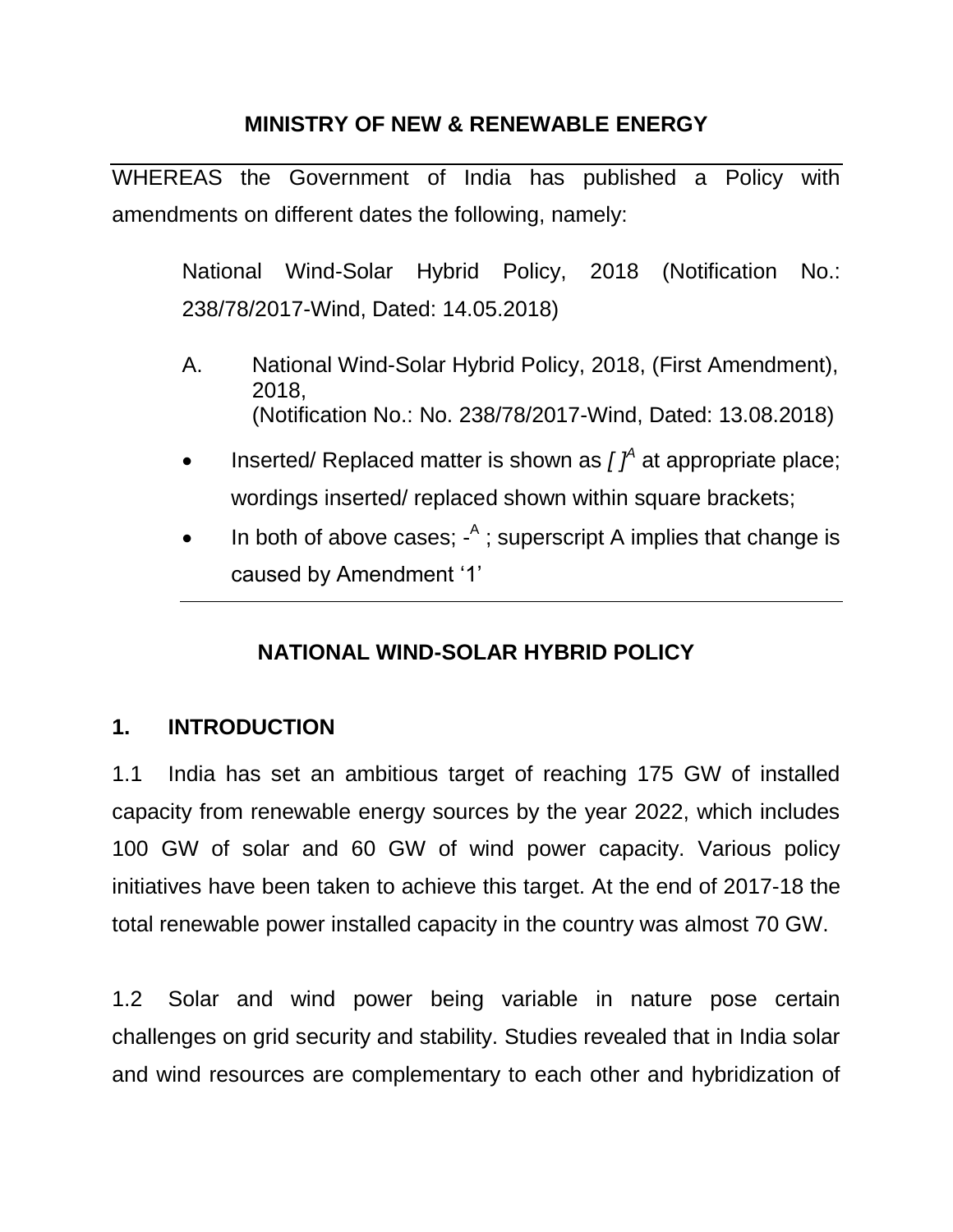## MINISTRY OF NEW & RENEWABLE ENERGY

WHEREAS the Government of India has published a Policy with amendments on different dates the following, namely:

National Wind-Solar Hybrid Policy, 2018 (Notification No.: 238/78/2017-Wind, Dated: 14.05.2018)

A. National Wind-Solar Hybrid Policy, 2018, (First Amendment), 2018,
(Notification No.: No. 238/78/2017-Wind, Dated: 13.08.2018)

- Inserted/ Replaced matter is shown as *[ ]*[A] at appropriate place; wordings inserted/ replaced shown within square brackets;
- In both of above cases; -[A] ; superscript A implies that change is caused by Amendment '1'

## NATIONAL WIND-SOLAR HYBRID POLICY

### 1. INTRODUCTION

1.1 India has set an ambitious target of reaching 175 GW of installed capacity from renewable energy sources by the year 2022, which includes 100 GW of solar and 60 GW of wind power capacity. Various policy initiatives have been taken to achieve this target. At the end of 2017-18 the total renewable power installed capacity in the country was almost 70 GW.

1.2 Solar and wind power being variable in nature pose certain challenges on grid security and stability. Studies revealed that in India solar and wind resources are complementary to each other and hybridization of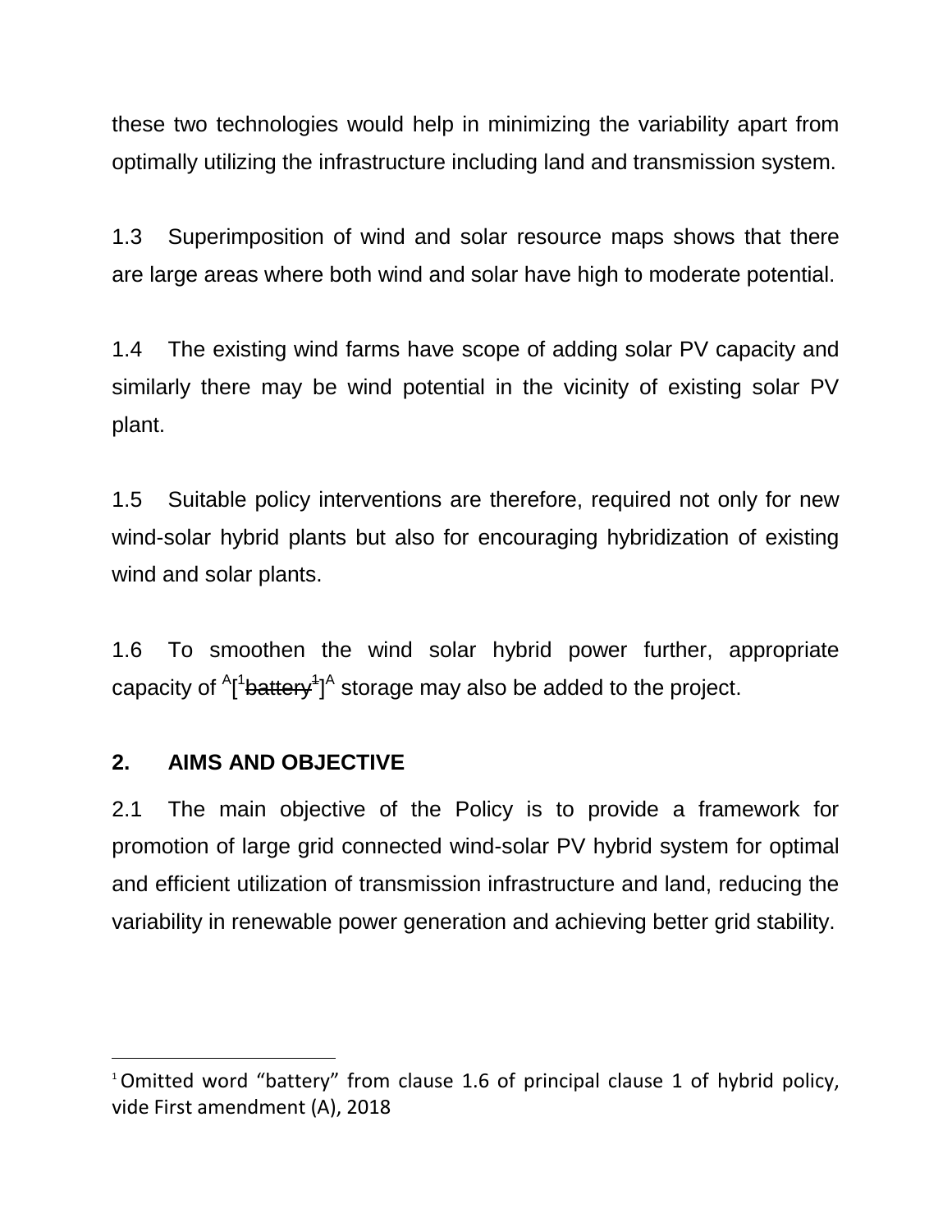these two technologies would help in minimizing the variability apart from optimally utilizing the infrastructure including land and transmission system.

1.3 Superimposition of wind and solar resource maps shows that there are large areas where both wind and solar have high to moderate potential.

1.4 The existing wind farms have scope of adding solar PV capacity and similarly there may be wind potential in the vicinity of existing solar PV plant.

1.5 Suitable policy interventions are therefore, required not only for new wind-solar hybrid plants but also for encouraging hybridization of existing wind and solar plants.

1.6 To smoothen the wind solar hybrid power further, appropriate capacity of [A][[1]~~battery~~[1]][A] storage may also be added to the project.

## 2. AIMS AND OBJECTIVE

2.1 The main objective of the Policy is to provide a framework for promotion of large grid connected wind-solar PV hybrid system for optimal and efficient utilization of transmission infrastructure and land, reducing the variability in renewable power generation and achieving better grid stability.

---

[1] Omitted word “battery” from clause 1.6 of principal clause 1 of hybrid policy, vide First amendment (A), 2018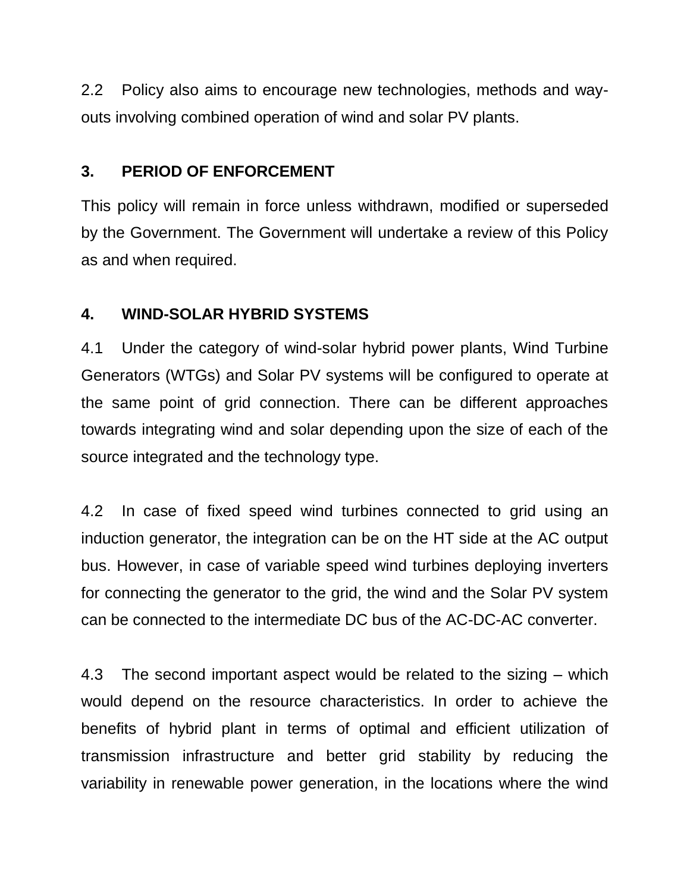2.2 Policy also aims to encourage new technologies, methods and way-outs involving combined operation of wind and solar PV plants.

## 3. PERIOD OF ENFORCEMENT

This policy will remain in force unless withdrawn, modified or superseded by the Government. The Government will undertake a review of this Policy as and when required.

## 4. WIND-SOLAR HYBRID SYSTEMS

4.1 Under the category of wind-solar hybrid power plants, Wind Turbine Generators (WTGs) and Solar PV systems will be configured to operate at the same point of grid connection. There can be different approaches towards integrating wind and solar depending upon the size of each of the source integrated and the technology type.

4.2 In case of fixed speed wind turbines connected to grid using an induction generator, the integration can be on the HT side at the AC output bus. However, in case of variable speed wind turbines deploying inverters for connecting the generator to the grid, the wind and the Solar PV system can be connected to the intermediate DC bus of the AC-DC-AC converter.

4.3 The second important aspect would be related to the sizing – which would depend on the resource characteristics. In order to achieve the benefits of hybrid plant in terms of optimal and efficient utilization of transmission infrastructure and better grid stability by reducing the variability in renewable power generation, in the locations where the wind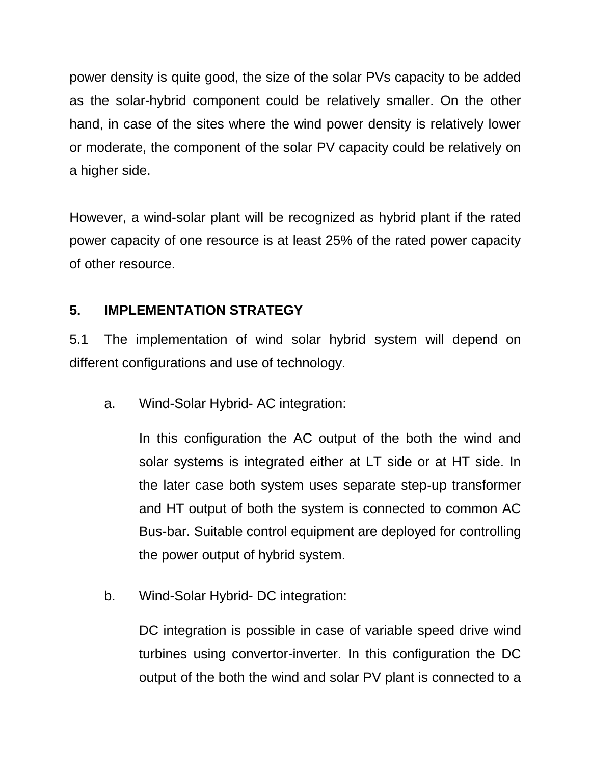power density is quite good, the size of the solar PVs capacity to be added as the solar-hybrid component could be relatively smaller. On the other hand, in case of the sites where the wind power density is relatively lower or moderate, the component of the solar PV capacity could be relatively on a higher side.

However, a wind-solar plant will be recognized as hybrid plant if the rated power capacity of one resource is at least 25% of the rated power capacity of other resource.

## 5. IMPLEMENTATION STRATEGY

5.1 The implementation of wind solar hybrid system will depend on different configurations and use of technology.

a. Wind-Solar Hybrid- AC integration:

In this configuration the AC output of the both the wind and solar systems is integrated either at LT side or at HT side. In the later case both system uses separate step-up transformer and HT output of both the system is connected to common AC Bus-bar. Suitable control equipment are deployed for controlling the power output of hybrid system.

b. Wind-Solar Hybrid- DC integration:

DC integration is possible in case of variable speed drive wind turbines using convertor-inverter. In this configuration the DC output of the both the wind and solar PV plant is connected to a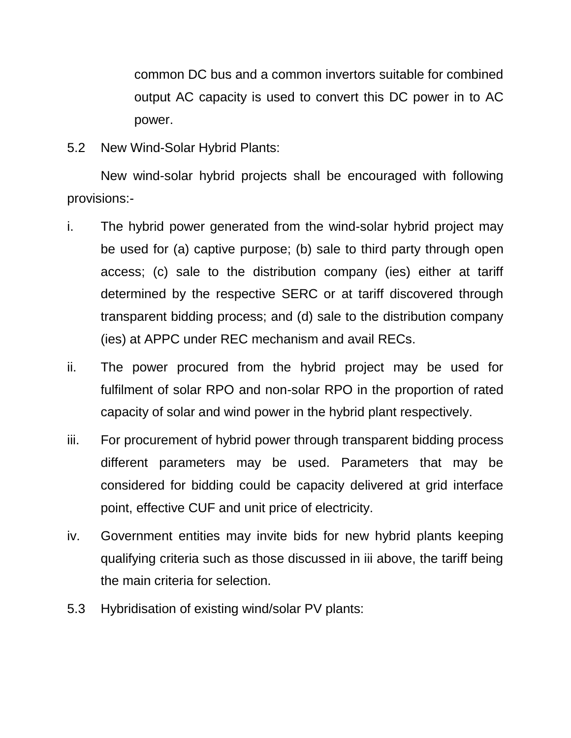common DC bus and a common invertors suitable for combined output AC capacity is used to convert this DC power in to AC power.

5.2 New Wind-Solar Hybrid Plants:

New wind-solar hybrid projects shall be encouraged with following provisions:-

i. The hybrid power generated from the wind-solar hybrid project may be used for (a) captive purpose; (b) sale to third party through open access; (c) sale to the distribution company (ies) either at tariff determined by the respective SERC or at tariff discovered through transparent bidding process; and (d) sale to the distribution company (ies) at APPC under REC mechanism and avail RECs.

ii. The power procured from the hybrid project may be used for fulfilment of solar RPO and non-solar RPO in the proportion of rated capacity of solar and wind power in the hybrid plant respectively.

iii. For procurement of hybrid power through transparent bidding process different parameters may be used. Parameters that may be considered for bidding could be capacity delivered at grid interface point, effective CUF and unit price of electricity.

iv. Government entities may invite bids for new hybrid plants keeping qualifying criteria such as those discussed in iii above, the tariff being the main criteria for selection.

5.3 Hybridisation of existing wind/solar PV plants: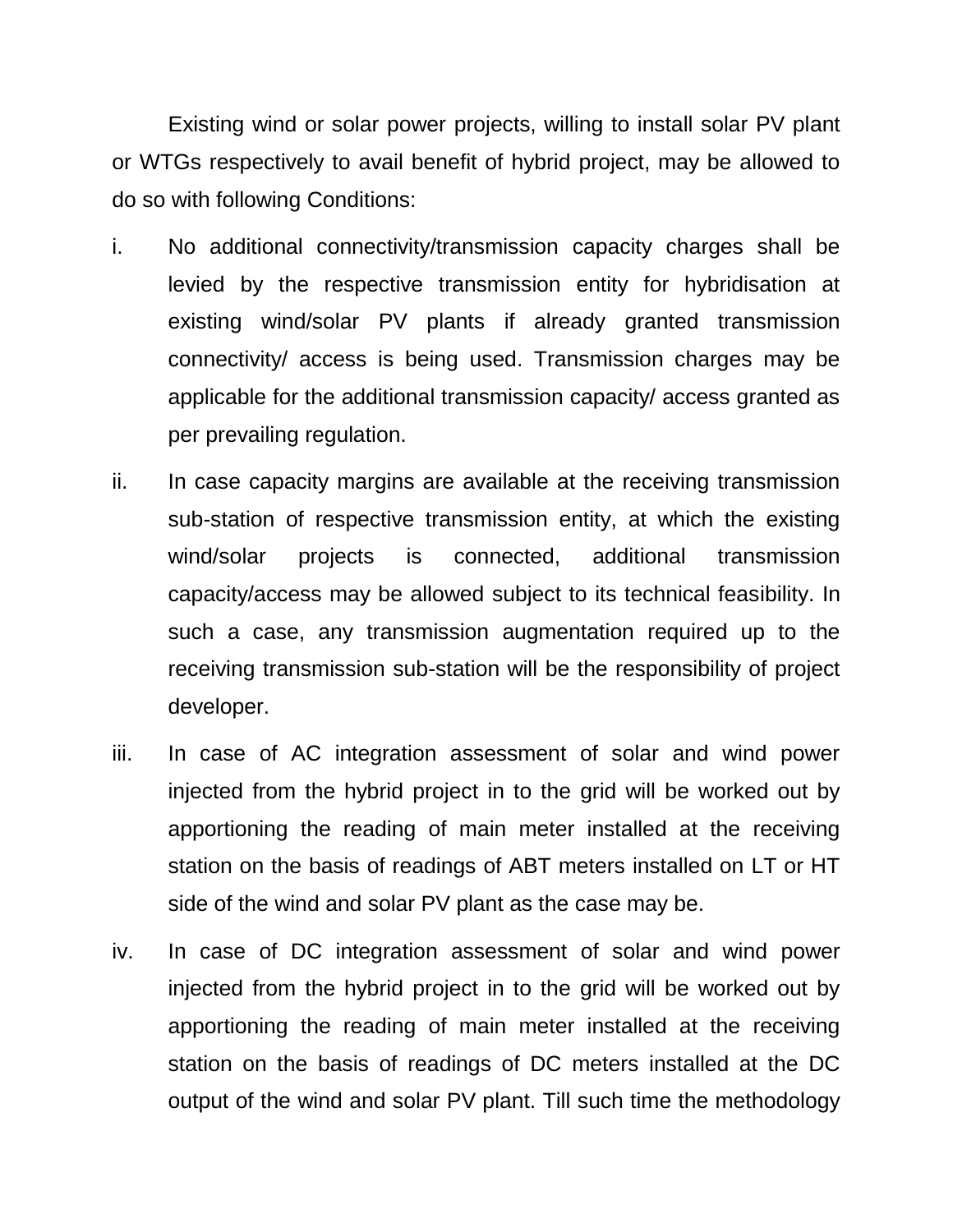Existing wind or solar power projects, willing to install solar PV plant or WTGs respectively to avail benefit of hybrid project, may be allowed to do so with following Conditions:

i. No additional connectivity/transmission capacity charges shall be levied by the respective transmission entity for hybridisation at existing wind/solar PV plants if already granted transmission connectivity/ access is being used. Transmission charges may be applicable for the additional transmission capacity/ access granted as per prevailing regulation.

ii. In case capacity margins are available at the receiving transmission sub-station of respective transmission entity, at which the existing wind/solar projects is connected, additional transmission capacity/access may be allowed subject to its technical feasibility. In such a case, any transmission augmentation required up to the receiving transmission sub-station will be the responsibility of project developer.

iii. In case of AC integration assessment of solar and wind power injected from the hybrid project in to the grid will be worked out by apportioning the reading of main meter installed at the receiving station on the basis of readings of ABT meters installed on LT or HT side of the wind and solar PV plant as the case may be.

iv. In case of DC integration assessment of solar and wind power injected from the hybrid project in to the grid will be worked out by apportioning the reading of main meter installed at the receiving station on the basis of readings of DC meters installed at the DC output of the wind and solar PV plant. Till such time the methodology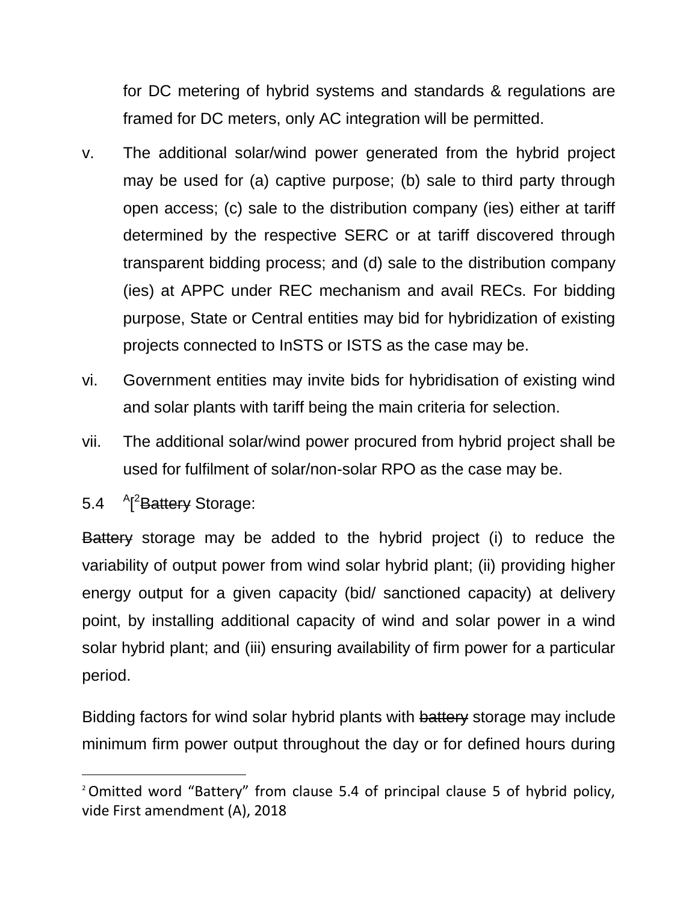for DC metering of hybrid systems and standards & regulations are framed for DC meters, only AC integration will be permitted.

v. The additional solar/wind power generated from the hybrid project may be used for (a) captive purpose; (b) sale to third party through open access; (c) sale to the distribution company (ies) either at tariff determined by the respective SERC or at tariff discovered through transparent bidding process; and (d) sale to the distribution company (ies) at APPC under REC mechanism and avail RECs. For bidding purpose, State or Central entities may bid for hybridization of existing projects connected to InSTS or ISTS as the case may be.

vi. Government entities may invite bids for hybridisation of existing wind and solar plants with tariff being the main criteria for selection.

vii. The additional solar/wind power procured from hybrid project shall be used for fulfilment of solar/non-solar RPO as the case may be.

5.4 [A][[2]~~Battery~~ Storage:

~~Battery~~ storage may be added to the hybrid project (i) to reduce the variability of output power from wind solar hybrid plant; (ii) providing higher energy output for a given capacity (bid/ sanctioned capacity) at delivery point, by installing additional capacity of wind and solar power in a wind solar hybrid plant; and (iii) ensuring availability of firm power for a particular period.

Bidding factors for wind solar hybrid plants with ~~battery~~ storage may include minimum firm power output throughout the day or for defined hours during

[2] Omitted word "Battery" from clause 5.4 of principal clause 5 of hybrid policy, vide First amendment (A), 2018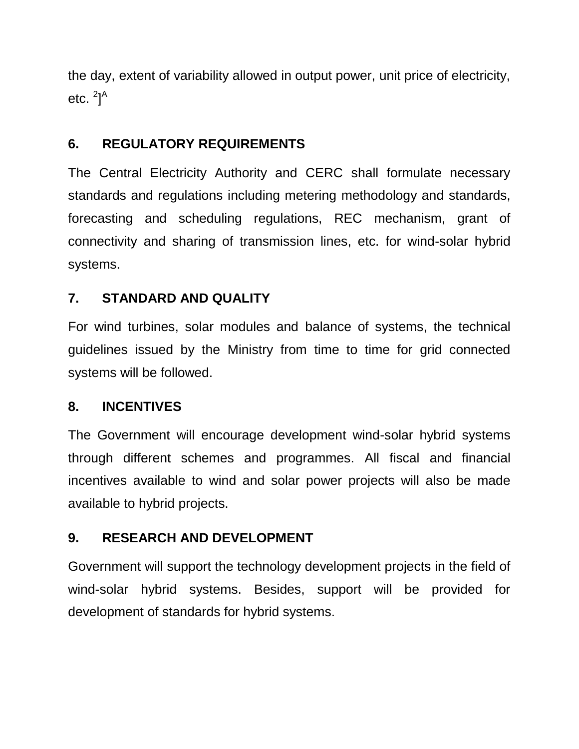the day, extent of variability allowed in output power, unit price of electricity, etc. [2]][A]

## 6. REGULATORY REQUIREMENTS

The Central Electricity Authority and CERC shall formulate necessary standards and regulations including metering methodology and standards, forecasting and scheduling regulations, REC mechanism, grant of connectivity and sharing of transmission lines, etc. for wind-solar hybrid systems.

## 7. STANDARD AND QUALITY

For wind turbines, solar modules and balance of systems, the technical guidelines issued by the Ministry from time to time for grid connected systems will be followed.

## 8. INCENTIVES

The Government will encourage development wind-solar hybrid systems through different schemes and programmes. All fiscal and financial incentives available to wind and solar power projects will also be made available to hybrid projects.

## 9. RESEARCH AND DEVELOPMENT

Government will support the technology development projects in the field of wind-solar hybrid systems. Besides, support will be provided for development of standards for hybrid systems.